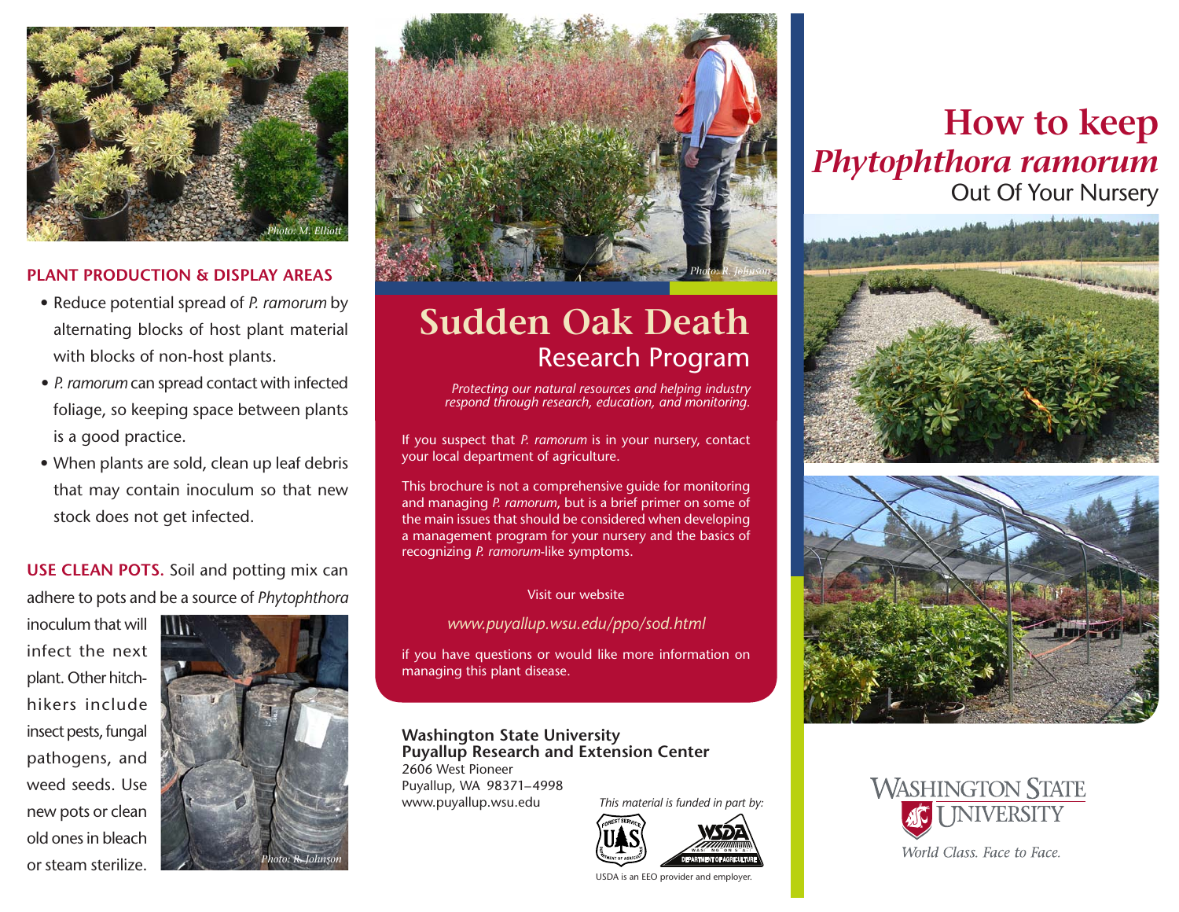Photo: M. Elliott

### PLANT PRODUCTION & DISPLAY AREAS

- Reduce potential spread of *P. ramorum* by alternating blocks of host plant material with blocks of non-host plants.
- *P. ramorum* can spread contact with infected foliage, so keeping space between plants is a good practice.
- When plants are sold, clean up leaf debris that may contain inoculum so that new stock does not get infected.

**USE CLEAN POTS.** Soil and potting mix can adhere to pots and be a source of *Phytophthora* inoculum that will infect the next plant. Other hitch-hikers include insect pests, fungal pathogens, and weed seeds. Use new pots or clean old ones in bleach or steam sterilize.

Photo: R. Johnson

Photo: R. Johnson

# Sudden Oak Death
## Research Program

*Protecting our natural resources and helping industry respond through research, education, and monitoring.*

If you suspect that *P. ramorum* is in your nursery, contact your local department of agriculture.

This brochure is not a comprehensive guide for monitoring and managing *P. ramorum*, but is a brief primer on some of the main issues that should be considered when developing a management program for your nursery and the basics of recognizing *P. ramorum*-like symptoms.

Visit our website

*www.puyallup.wsu.edu/ppo/sod.html*

if you have questions or would like more information on managing this plant disease.

**Washington State University**
**Puyallup Research and Extension Center**
2606 West Pioneer
Puyallup, WA 98371–4998
www.puyallup.wsu.edu

*This material is funded in part by:*

USDA is an EEO provider and employer.

# How to keep *Phytophthora ramorum*
## Out Of Your Nursery

Washington State University

*World Class. Face to Face.*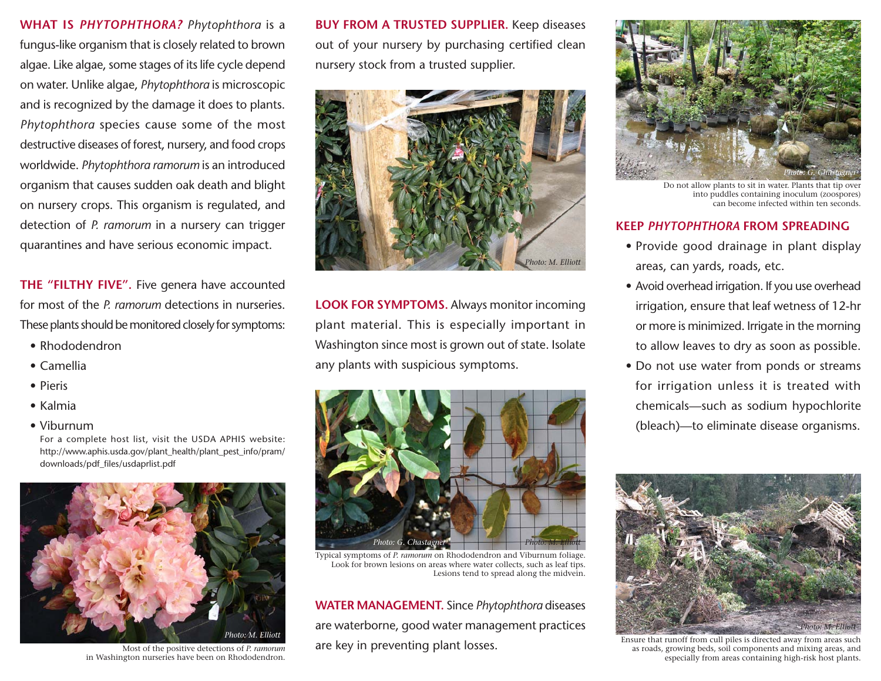**WHAT IS *PHYTOPHTHORA?*** *Phytophthora* is a fungus-like organism that is closely related to brown algae. Like algae, some stages of its life cycle depend on water. Unlike algae, *Phytophthora* is microscopic and is recognized by the damage it does to plants. *Phytophthora* species cause some of the most destructive diseases of forest, nursery, and food crops worldwide. *Phytophthora ramorum* is an introduced organism that causes sudden oak death and blight on nursery crops. This organism is regulated, and detection of *P. ramorum* in a nursery can trigger quarantines and have serious economic impact.

**THE "FILTHY FIVE".** Five genera have accounted for most of the *P. ramorum* detections in nurseries. These plants should be monitored closely for symptoms:

- Rhododendron
- Camellia
- Pieris
- Kalmia
- Viburnum

For a complete host list, visit the USDA APHIS website: http://www.aphis.usda.gov/plant_health/plant_pest_info/pram/downloads/pdf_files/usdaprlist.pdf

Photo: M. Elliott

Most of the positive detections of *P. ramorum* in Washington nurseries have been on Rhododendron.

**BUY FROM A TRUSTED SUPPLIER.** Keep diseases out of your nursery by purchasing certified clean nursery stock from a trusted supplier.

Photo: M. Elliott

**LOOK FOR SYMPTOMS.** Always monitor incoming plant material. This is especially important in Washington since most is grown out of state. Isolate any plants with suspicious symptoms.

Photo: G. Chastagner

Photo: M. Elliott

Typical symptoms of *P. ramorum* on Rhododendron and Viburnum foliage. Look for brown lesions on areas where water collects, such as leaf tips. Lesions tend to spread along the midvein.

**WATER MANAGEMENT.** Since *Phytophthora* diseases are waterborne, good water management practices are key in preventing plant losses.

Photo: G. Chastagner

Do not allow plants to sit in water. Plants that tip over into puddles containing inoculum (zoospores) can become infected within ten seconds.

**KEEP *PHYTOPHTHORA* FROM SPREADING**

- Provide good drainage in plant display areas, can yards, roads, etc.
- Avoid overhead irrigation. If you use overhead irrigation, ensure that leaf wetness of 12-hr or more is minimized. Irrigate in the morning to allow leaves to dry as soon as possible.
- Do not use water from ponds or streams for irrigation unless it is treated with chemicals—such as sodium hypochlorite (bleach)—to eliminate disease organisms.

Photo: M. Elliott

Ensure that runoff from cull piles is directed away from areas such as roads, growing beds, soil components and mixing areas, and especially from areas containing high-risk host plants.